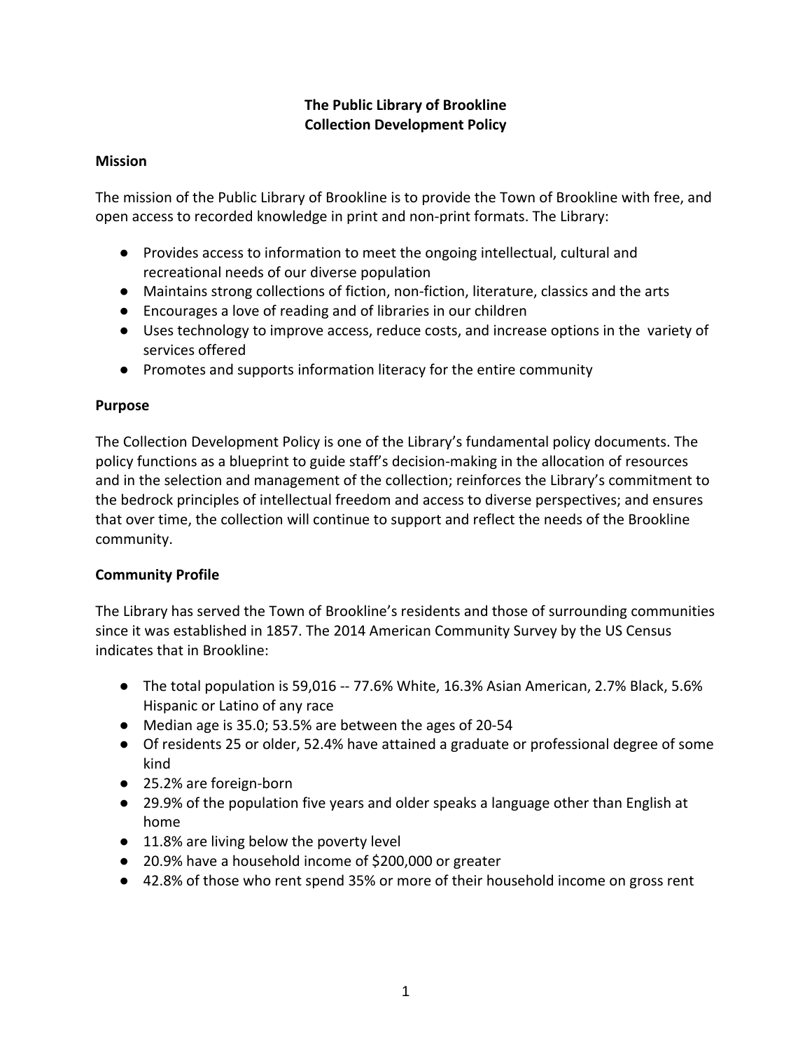# The Public Library of Brookline
# Collection Development Policy

## Mission

The mission of the Public Library of Brookline is to provide the Town of Brookline with free, and open access to recorded knowledge in print and non-print formats. The Library:

- Provides access to information to meet the ongoing intellectual, cultural and recreational needs of our diverse population
- Maintains strong collections of fiction, non-fiction, literature, classics and the arts
- Encourages a love of reading and of libraries in our children
- Uses technology to improve access, reduce costs, and increase options in the variety of services offered
- Promotes and supports information literacy for the entire community

## Purpose

The Collection Development Policy is one of the Library's fundamental policy documents. The policy functions as a blueprint to guide staff's decision-making in the allocation of resources and in the selection and management of the collection; reinforces the Library's commitment to the bedrock principles of intellectual freedom and access to diverse perspectives; and ensures that over time, the collection will continue to support and reflect the needs of the Brookline community.

## Community Profile

The Library has served the Town of Brookline's residents and those of surrounding communities since it was established in 1857. The 2014 American Community Survey by the US Census indicates that in Brookline:

- The total population is 59,016 -- 77.6% White, 16.3% Asian American, 2.7% Black, 5.6% Hispanic or Latino of any race
- Median age is 35.0; 53.5% are between the ages of 20-54
- Of residents 25 or older, 52.4% have attained a graduate or professional degree of some kind
- 25.2% are foreign-born
- 29.9% of the population five years and older speaks a language other than English at home
- 11.8% are living below the poverty level
- 20.9% have a household income of $200,000 or greater
- 42.8% of those who rent spend 35% or more of their household income on gross rent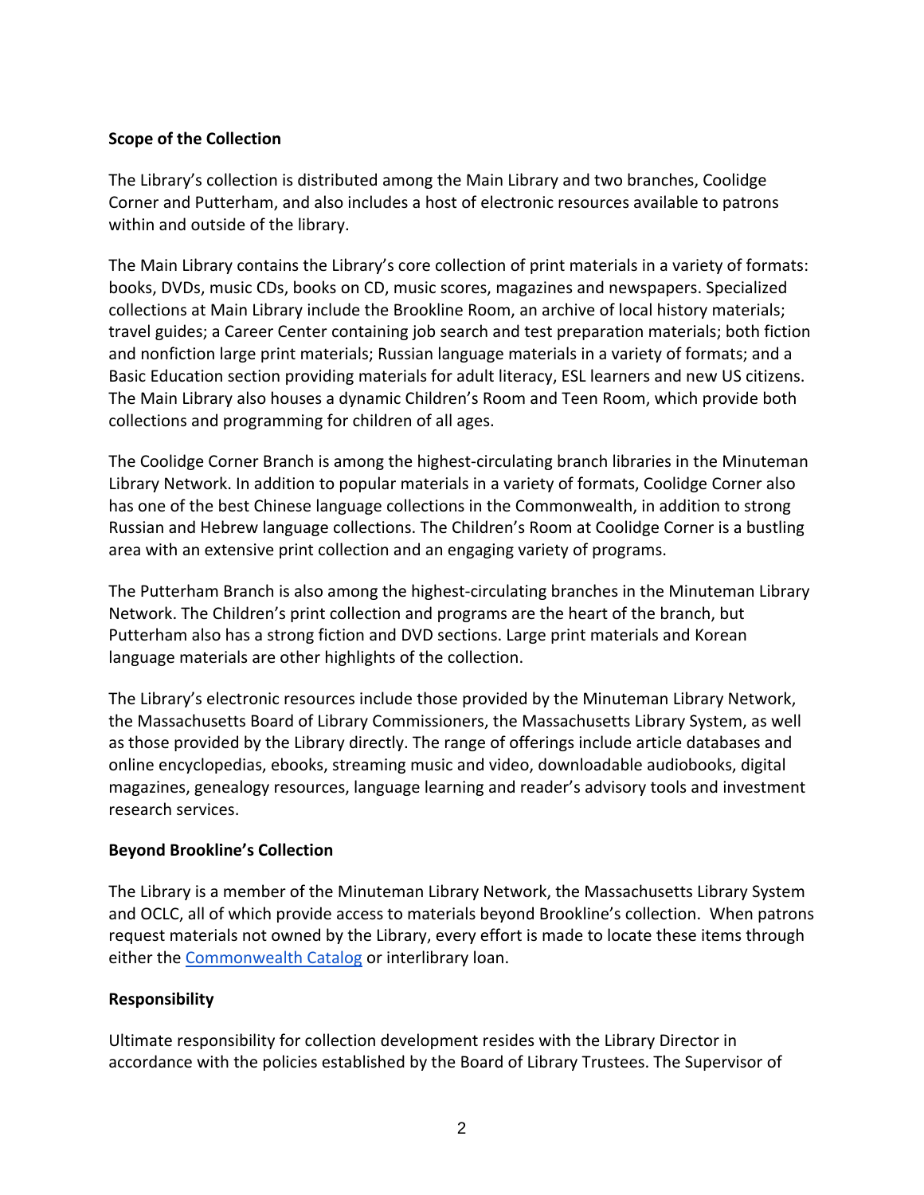**Scope of the Collection**

The Library's collection is distributed among the Main Library and two branches, Coolidge Corner and Putterham, and also includes a host of electronic resources available to patrons within and outside of the library.

The Main Library contains the Library's core collection of print materials in a variety of formats: books, DVDs, music CDs, books on CD, music scores, magazines and newspapers. Specialized collections at Main Library include the Brookline Room, an archive of local history materials; travel guides; a Career Center containing job search and test preparation materials; both fiction and nonfiction large print materials; Russian language materials in a variety of formats; and a Basic Education section providing materials for adult literacy, ESL learners and new US citizens. The Main Library also houses a dynamic Children's Room and Teen Room, which provide both collections and programming for children of all ages.

The Coolidge Corner Branch is among the highest-circulating branch libraries in the Minuteman Library Network. In addition to popular materials in a variety of formats, Coolidge Corner also has one of the best Chinese language collections in the Commonwealth, in addition to strong Russian and Hebrew language collections. The Children's Room at Coolidge Corner is a bustling area with an extensive print collection and an engaging variety of programs.

The Putterham Branch is also among the highest-circulating branches in the Minuteman Library Network. The Children's print collection and programs are the heart of the branch, but Putterham also has a strong fiction and DVD sections. Large print materials and Korean language materials are other highlights of the collection.

The Library's electronic resources include those provided by the Minuteman Library Network, the Massachusetts Board of Library Commissioners, the Massachusetts Library System, as well as those provided by the Library directly. The range of offerings include article databases and online encyclopedias, ebooks, streaming music and video, downloadable audiobooks, digital magazines, genealogy resources, language learning and reader's advisory tools and investment research services.

**Beyond Brookline's Collection**

The Library is a member of the Minuteman Library Network, the Massachusetts Library System and OCLC, all of which provide access to materials beyond Brookline's collection. When patrons request materials not owned by the Library, every effort is made to locate these items through either the Commonwealth Catalog or interlibrary loan.

**Responsibility**

Ultimate responsibility for collection development resides with the Library Director in accordance with the policies established by the Board of Library Trustees. The Supervisor of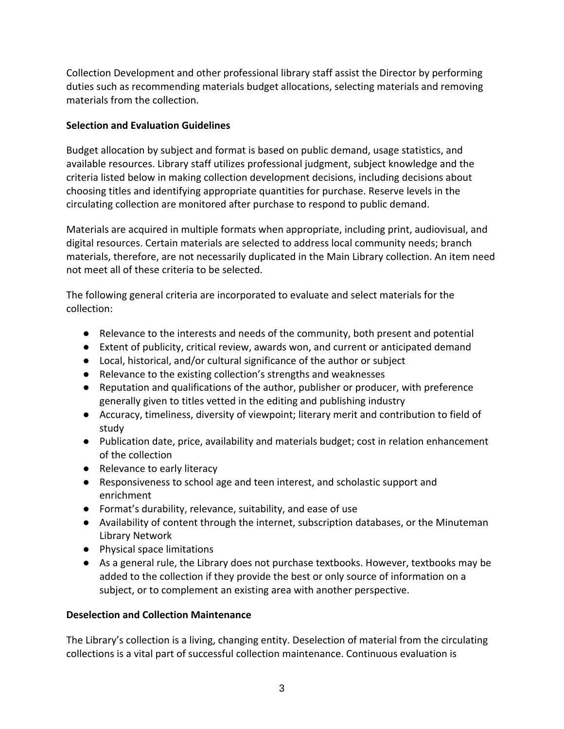Collection Development and other professional library staff assist the Director by performing duties such as recommending materials budget allocations, selecting materials and removing materials from the collection.

**Selection and Evaluation Guidelines**

Budget allocation by subject and format is based on public demand, usage statistics, and available resources. Library staff utilizes professional judgment, subject knowledge and the criteria listed below in making collection development decisions, including decisions about choosing titles and identifying appropriate quantities for purchase. Reserve levels in the circulating collection are monitored after purchase to respond to public demand.

Materials are acquired in multiple formats when appropriate, including print, audiovisual, and digital resources. Certain materials are selected to address local community needs; branch materials, therefore, are not necessarily duplicated in the Main Library collection. An item need not meet all of these criteria to be selected.

The following general criteria are incorporated to evaluate and select materials for the collection:

- Relevance to the interests and needs of the community, both present and potential
- Extent of publicity, critical review, awards won, and current or anticipated demand
- Local, historical, and/or cultural significance of the author or subject
- Relevance to the existing collection's strengths and weaknesses
- Reputation and qualifications of the author, publisher or producer, with preference generally given to titles vetted in the editing and publishing industry
- Accuracy, timeliness, diversity of viewpoint; literary merit and contribution to field of study
- Publication date, price, availability and materials budget; cost in relation enhancement of the collection
- Relevance to early literacy
- Responsiveness to school age and teen interest, and scholastic support and enrichment
- Format's durability, relevance, suitability, and ease of use
- Availability of content through the internet, subscription databases, or the Minuteman Library Network
- Physical space limitations
- As a general rule, the Library does not purchase textbooks. However, textbooks may be added to the collection if they provide the best or only source of information on a subject, or to complement an existing area with another perspective.

**Deselection and Collection Maintenance**

The Library's collection is a living, changing entity. Deselection of material from the circulating collections is a vital part of successful collection maintenance. Continuous evaluation is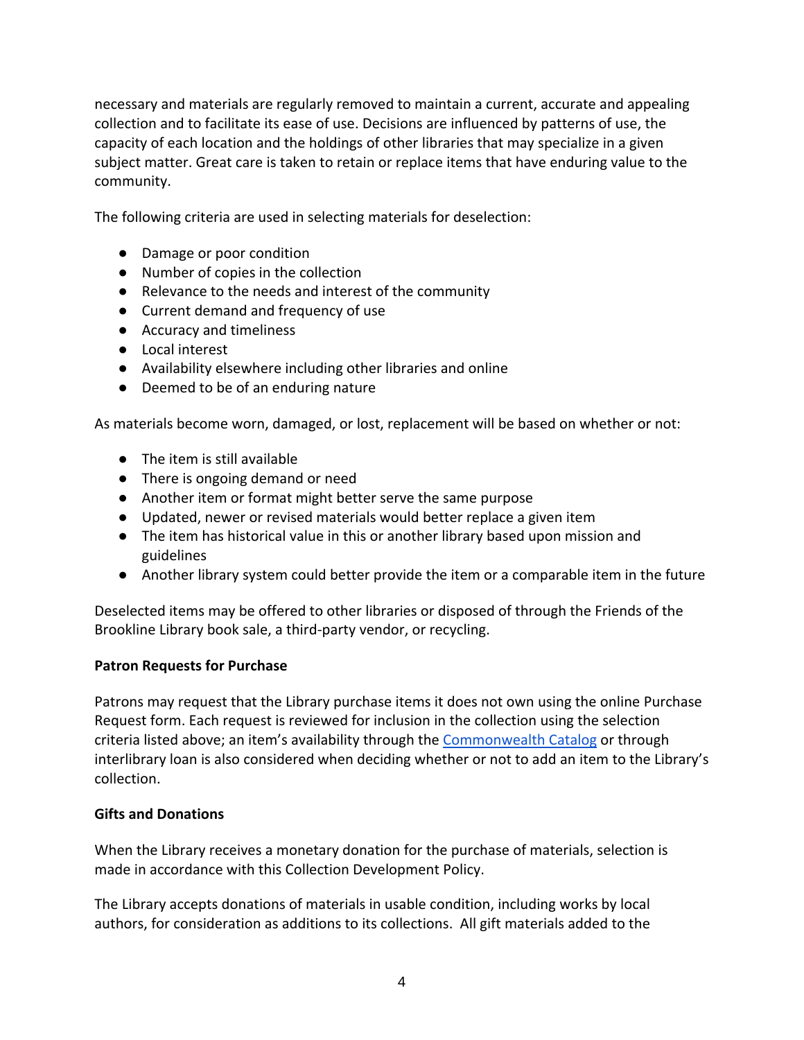necessary and materials are regularly removed to maintain a current, accurate and appealing collection and to facilitate its ease of use. Decisions are influenced by patterns of use, the capacity of each location and the holdings of other libraries that may specialize in a given subject matter. Great care is taken to retain or replace items that have enduring value to the community.

The following criteria are used in selecting materials for deselection:

- Damage or poor condition
- Number of copies in the collection
- Relevance to the needs and interest of the community
- Current demand and frequency of use
- Accuracy and timeliness
- Local interest
- Availability elsewhere including other libraries and online
- Deemed to be of an enduring nature

As materials become worn, damaged, or lost, replacement will be based on whether or not:

- The item is still available
- There is ongoing demand or need
- Another item or format might better serve the same purpose
- Updated, newer or revised materials would better replace a given item
- The item has historical value in this or another library based upon mission and guidelines
- Another library system could better provide the item or a comparable item in the future

Deselected items may be offered to other libraries or disposed of through the Friends of the Brookline Library book sale, a third-party vendor, or recycling.

**Patron Requests for Purchase**

Patrons may request that the Library purchase items it does not own using the online Purchase Request form. Each request is reviewed for inclusion in the collection using the selection criteria listed above; an item's availability through the Commonwealth Catalog or through interlibrary loan is also considered when deciding whether or not to add an item to the Library's collection.

**Gifts and Donations**

When the Library receives a monetary donation for the purchase of materials, selection is made in accordance with this Collection Development Policy.

The Library accepts donations of materials in usable condition, including works by local authors, for consideration as additions to its collections. All gift materials added to the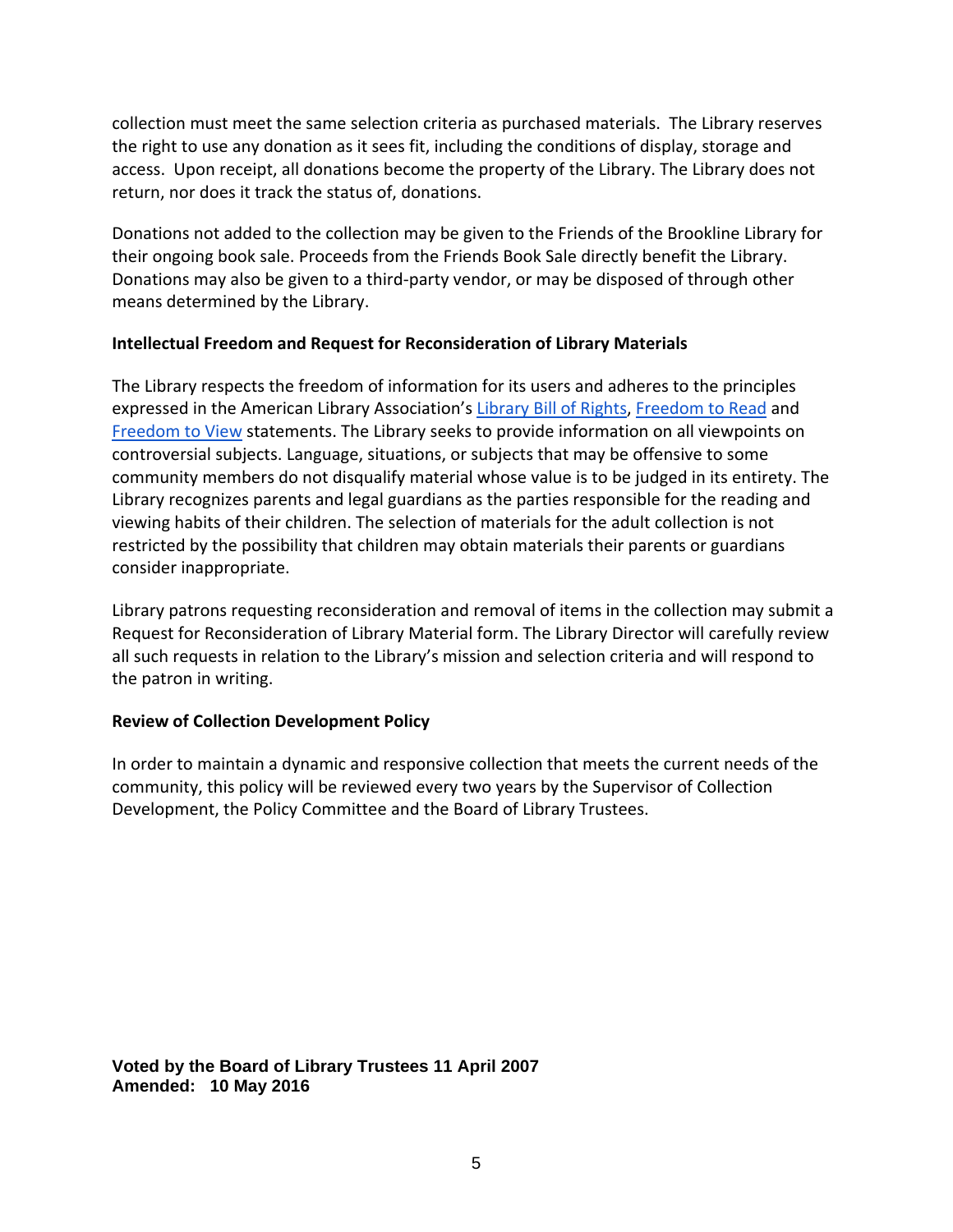collection must meet the same selection criteria as purchased materials. The Library reserves the right to use any donation as it sees fit, including the conditions of display, storage and access. Upon receipt, all donations become the property of the Library. The Library does not return, nor does it track the status of, donations.

Donations not added to the collection may be given to the Friends of the Brookline Library for their ongoing book sale. Proceeds from the Friends Book Sale directly benefit the Library. Donations may also be given to a third-party vendor, or may be disposed of through other means determined by the Library.

**Intellectual Freedom and Request for Reconsideration of Library Materials**

The Library respects the freedom of information for its users and adheres to the principles expressed in the American Library Association's Library Bill of Rights, Freedom to Read and Freedom to View statements. The Library seeks to provide information on all viewpoints on controversial subjects. Language, situations, or subjects that may be offensive to some community members do not disqualify material whose value is to be judged in its entirety. The Library recognizes parents and legal guardians as the parties responsible for the reading and viewing habits of their children. The selection of materials for the adult collection is not restricted by the possibility that children may obtain materials their parents or guardians consider inappropriate.

Library patrons requesting reconsideration and removal of items in the collection may submit a Request for Reconsideration of Library Material form. The Library Director will carefully review all such requests in relation to the Library's mission and selection criteria and will respond to the patron in writing.

**Review of Collection Development Policy**

In order to maintain a dynamic and responsive collection that meets the current needs of the community, this policy will be reviewed every two years by the Supervisor of Collection Development, the Policy Committee and the Board of Library Trustees.

**Voted by the Board of Library Trustees 11 April 2007**
**Amended: 10 May 2016**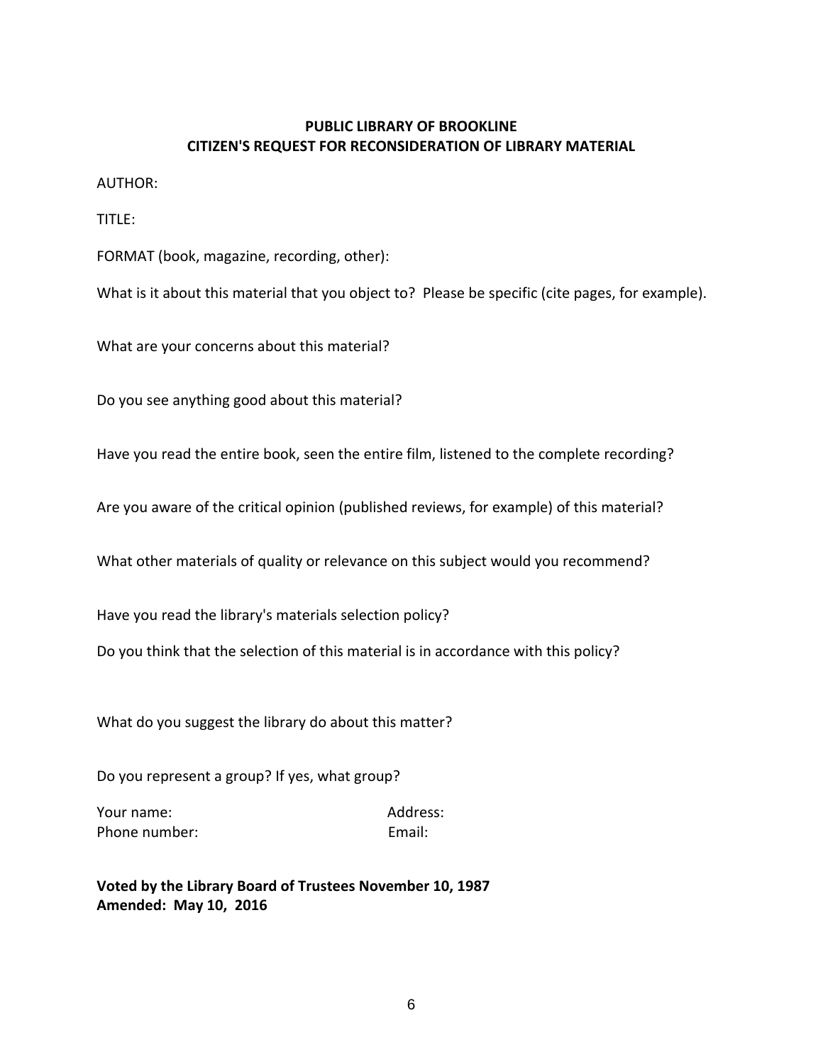# PUBLIC LIBRARY OF BROOKLINE
## CITIZEN'S REQUEST FOR RECONSIDERATION OF LIBRARY MATERIAL

AUTHOR:

TITLE:

FORMAT (book, magazine, recording, other):

What is it about this material that you object to? Please be specific (cite pages, for example).

What are your concerns about this material?

Do you see anything good about this material?

Have you read the entire book, seen the entire film, listened to the complete recording?

Are you aware of the critical opinion (published reviews, for example) of this material?

What other materials of quality or relevance on this subject would you recommend?

Have you read the library's materials selection policy?

Do you think that the selection of this material is in accordance with this policy?

What do you suggest the library do about this matter?

Do you represent a group? If yes, what group?

Your name: Address:
Phone number: Email:

**Voted by the Library Board of Trustees November 10, 1987**
**Amended: May 10, 2016**